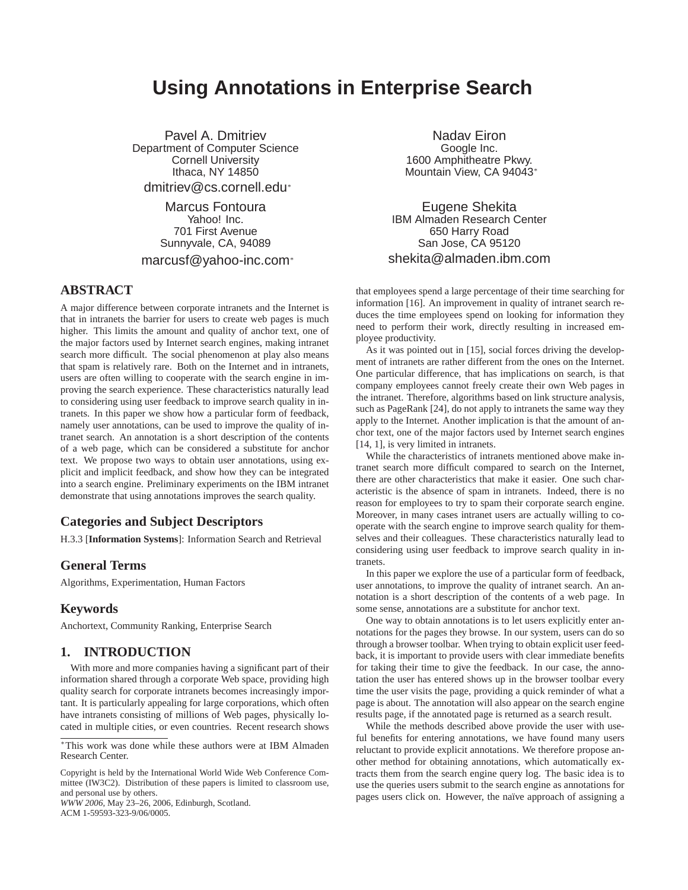# Using Annotations in Enterprise Search

Pavel A. Dmitriev
Department of Computer Science
Cornell University
Ithaca, NY 14850
dmitriev@cs.cornell.edu*

Nadav Eiron
Google Inc.
1600 Amphitheatre Pkwy.
Mountain View, CA 94043*

Marcus Fontoura
Yahoo! Inc.
701 First Avenue
Sunnyvale, CA, 94089
marcusf@yahoo-inc.com*

Eugene Shekita
IBM Almaden Research Center
650 Harry Road
San Jose, CA 95120
shekita@almaden.ibm.com

## ABSTRACT

A major difference between corporate intranets and the Internet is that in intranets the barrier for users to create web pages is much higher. This limits the amount and quality of anchor text, one of the major factors used by Internet search engines, making intranet search more difficult. The social phenomenon at play also means that spam is relatively rare. Both on the Internet and in intranets, users are often willing to cooperate with the search engine in improving the search experience. These characteristics naturally lead to considering using user feedback to improve search quality in intranets. In this paper we show how a particular form of feedback, namely user annotations, can be used to improve the quality of intranet search. An annotation is a short description of the contents of a web page, which can be considered a substitute for anchor text. We propose two ways to obtain user annotations, using explicit and implicit feedback, and show how they can be integrated into a search engine. Preliminary experiments on the IBM intranet demonstrate that using annotations improves the search quality.

## Categories and Subject Descriptors

H.3.3 [**Information Systems**]: Information Search and Retrieval

## General Terms

Algorithms, Experimentation, Human Factors

## Keywords

Anchortext, Community Ranking, Enterprise Search

## 1. INTRODUCTION

With more and more companies having a significant part of their information shared through a corporate Web space, providing high quality search for corporate intranets becomes increasingly important. It is particularly appealing for large corporations, which often have intranets consisting of millions of Web pages, physically located in multiple cities, or even countries. Recent research shows that employees spend a large percentage of their time searching for information [16]. An improvement in quality of intranet search reduces the time employees spend on looking for information they need to perform their work, directly resulting in increased employee productivity.

As it was pointed out in [15], social forces driving the development of intranets are rather different from the ones on the Internet. One particular difference, that has implications on search, is that company employees cannot freely create their own Web pages in the intranet. Therefore, algorithms based on link structure analysis, such as PageRank [24], do not apply to intranets the same way they apply to the Internet. Another implication is that the amount of anchor text, one of the major factors used by Internet search engines [14, 1], is very limited in intranets.

While the characteristics of intranets mentioned above make intranet search more difficult compared to search on the Internet, there are other characteristics that make it easier. One such characteristic is the absence of spam in intranets. Indeed, there is no reason for employees to try to spam their corporate search engine. Moreover, in many cases intranet users are actually willing to cooperate with the search engine to improve search quality for themselves and their colleagues. These characteristics naturally lead to considering using user feedback to improve search quality in intranets.

In this paper we explore the use of a particular form of feedback, user annotations, to improve the quality of intranet search. An annotation is a short description of the contents of a web page. In some sense, annotations are a substitute for anchor text.

One way to obtain annotations is to let users explicitly enter annotations for the pages they browse. In our system, users can do so through a browser toolbar. When trying to obtain explicit user feedback, it is important to provide users with clear immediate benefits for taking their time to give the feedback. In our case, the annotation the user has entered shows up in the browser toolbar every time the user visits the page, providing a quick reminder of what a page is about. The annotation will also appear on the search engine results page, if the annotated page is returned as a search result.

While the methods described above provide the user with useful benefits for entering annotations, we have found many users reluctant to provide explicit annotations. We therefore propose another method for obtaining annotations, which automatically extracts them from the search engine query log. The basic idea is to use the queries users submit to the search engine as annotations for pages users click on. However, the naïve approach of assigning a

*This work was done while these authors were at IBM Almaden Research Center.

Copyright is held by the International World Wide Web Conference Committee (IW3C2). Distribution of these papers is limited to classroom use, and personal use by others.
*WWW 2006*, May 23–26, 2006, Edinburgh, Scotland.
ACM 1-59593-323-9/06/0005.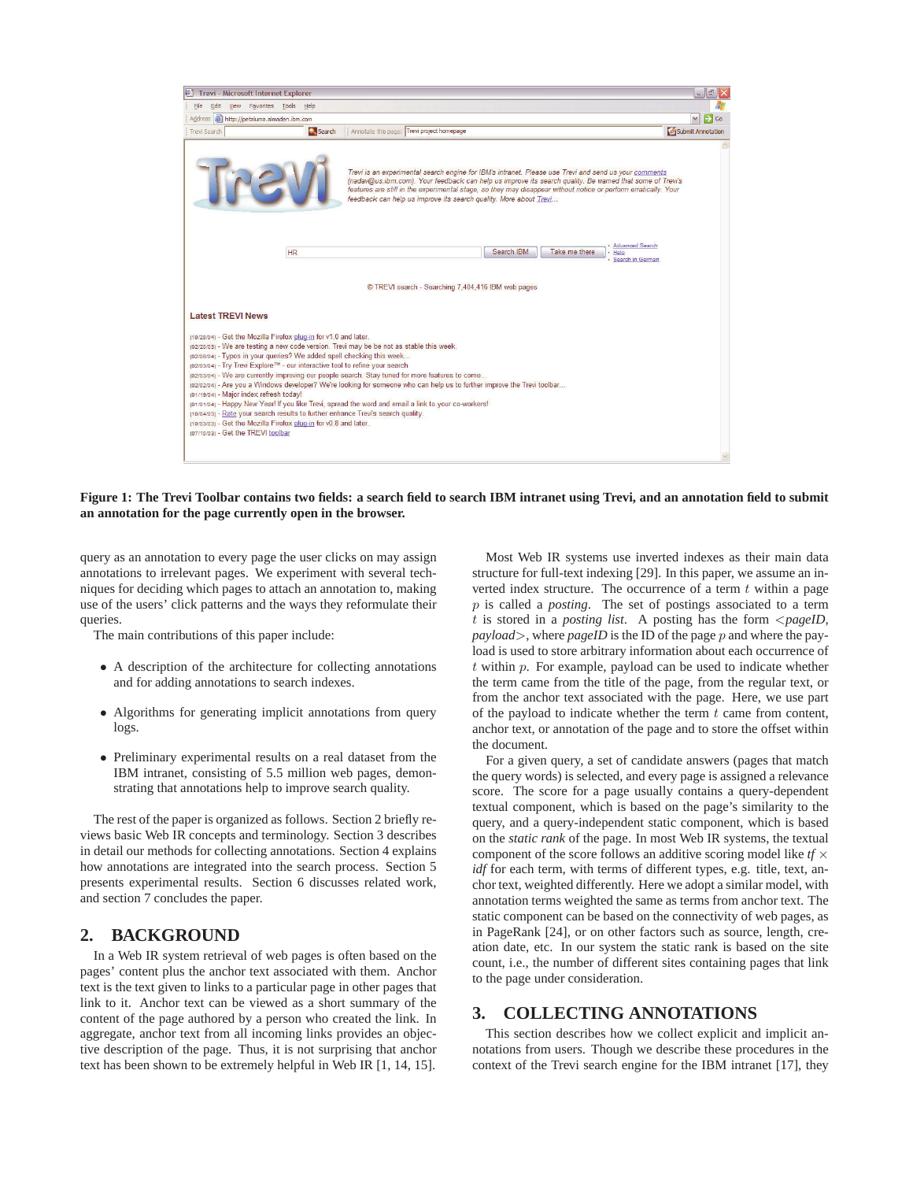**Figure 1: The Trevi Toolbar contains two fields: a search field to search IBM intranet using Trevi, and an annotation field to submit an annotation for the page currently open in the browser.**

query as an annotation to every page the user clicks on may assign annotations to irrelevant pages. We experiment with several techniques for deciding which pages to attach an annotation to, making use of the users' click patterns and the ways they reformulate their queries.

The main contributions of this paper include:

- A description of the architecture for collecting annotations and for adding annotations to search indexes.
- Algorithms for generating implicit annotations from query logs.
- Preliminary experimental results on a real dataset from the IBM intranet, consisting of 5.5 million web pages, demonstrating that annotations help to improve search quality.

The rest of the paper is organized as follows. Section 2 briefly reviews basic Web IR concepts and terminology. Section 3 describes in detail our methods for collecting annotations. Section 4 explains how annotations are integrated into the search process. Section 5 presents experimental results. Section 6 discusses related work, and section 7 concludes the paper.

## 2. BACKGROUND

In a Web IR system retrieval of web pages is often based on the pages' content plus the anchor text associated with them. Anchor text is the text given to links to a particular page in other pages that link to it. Anchor text can be viewed as a short summary of the content of the page authored by a person who created the link. In aggregate, anchor text from all incoming links provides an objective description of the page. Thus, it is not surprising that anchor text has been shown to be extremely helpful in Web IR [1, 14, 15].

Most Web IR systems use inverted indexes as their main data structure for full-text indexing [29]. In this paper, we assume an inverted index structure. The occurrence of a term $t$ within a page $p$ is called a *posting*. The set of postings associated to a term $t$ is stored in a *posting list*. A posting has the form <*pageID*, *payload*>, where *pageID* is the ID of the page $p$ and where the payload is used to store arbitrary information about each occurrence of $t$ within $p$. For example, payload can be used to indicate whether the term came from the title of the page, from the regular text, or from the anchor text associated with the page. Here, we use part of the payload to indicate whether the term $t$ came from content, anchor text, or annotation of the page and to store the offset within the document.

For a given query, a set of candidate answers (pages that match the query words) is selected, and every page is assigned a relevance score. The score for a page usually contains a query-dependent textual component, which is based on the page's similarity to the query, and a query-independent static component, which is based on the *static rank* of the page. In most Web IR systems, the textual component of the score follows an additive scoring model like *tf* × *idf* for each term, with terms of different types, e.g. title, text, anchor text, weighted differently. Here we adopt a similar model, with annotation terms weighted the same as terms from anchor text. The static component can be based on the connectivity of web pages, as in PageRank [24], or on other factors such as source, length, creation date, etc. In our system the static rank is based on the site count, i.e., the number of different sites containing pages that link to the page under consideration.

## 3. COLLECTING ANNOTATIONS

This section describes how we collect explicit and implicit annotations from users. Though we describe these procedures in the context of the Trevi search engine for the IBM intranet [17], they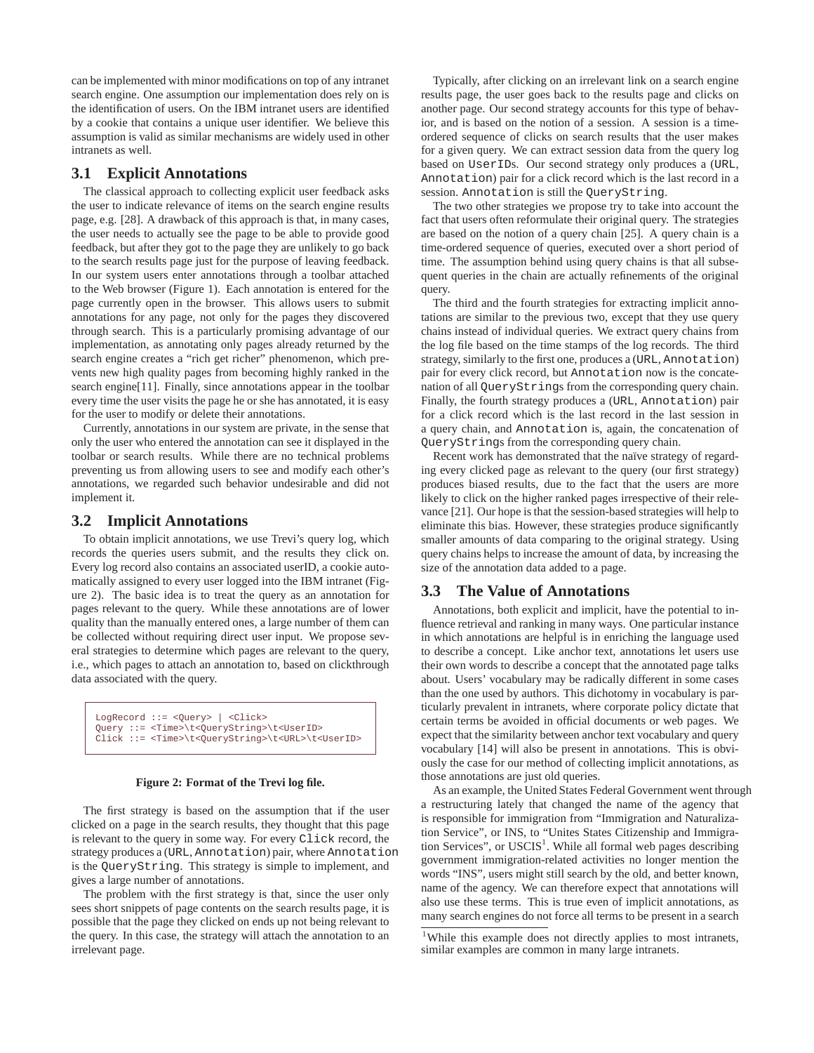can be implemented with minor modifications on top of any intranet search engine. One assumption our implementation does rely on is the identification of users. On the IBM intranet users are identified by a cookie that contains a unique user identifier. We believe this assumption is valid as similar mechanisms are widely used in other intranets as well.

## 3.1 Explicit Annotations

The classical approach to collecting explicit user feedback asks the user to indicate relevance of items on the search engine results page, e.g. [28]. A drawback of this approach is that, in many cases, the user needs to actually see the page to be able to provide good feedback, but after they got to the page they are unlikely to go back to the search results page just for the purpose of leaving feedback. In our system users enter annotations through a toolbar attached to the Web browser (Figure 1). Each annotation is entered for the page currently open in the browser. This allows users to submit annotations for any page, not only for the pages they discovered through search. This is a particularly promising advantage of our implementation, as annotating only pages already returned by the search engine creates a "rich get richer" phenomenon, which prevents new high quality pages from becoming highly ranked in the search engine[11]. Finally, since annotations appear in the toolbar every time the user visits the page he or she has annotated, it is easy for the user to modify or delete their annotations.

Currently, annotations in our system are private, in the sense that only the user who entered the annotation can see it displayed in the toolbar or search results. While there are no technical problems preventing us from allowing users to see and modify each other's annotations, we regarded such behavior undesirable and did not implement it.

## 3.2 Implicit Annotations

To obtain implicit annotations, we use Trevi's query log, which records the queries users submit, and the results they click on. Every log record also contains an associated userID, a cookie automatically assigned to every user logged into the IBM intranet (Figure 2). The basic idea is to treat the query as an annotation for pages relevant to the query. While these annotations are of lower quality than the manually entered ones, a large number of them can be collected without requiring direct user input. We propose several strategies to determine which pages are relevant to the query, i.e., which pages to attach an annotation to, based on clickthrough data associated with the query.

```
LogRecord ::= <Query> | <Click>
Query ::= <Time>\t<QueryString>\t<UserID>
Click ::= <Time>\t<QueryString>\t<URL>\t<UserID>
```

**Figure 2: Format of the Trevi log file.**

The first strategy is based on the assumption that if the user clicked on a page in the search results, they thought that this page is relevant to the query in some way. For every `Click` record, the strategy produces a (`URL`, `Annotation`) pair, where `Annotation` is the `QueryString`. This strategy is simple to implement, and gives a large number of annotations.

The problem with the first strategy is that, since the user only sees short snippets of page contents on the search results page, it is possible that the page they clicked on ends up not being relevant to the query. In this case, the strategy will attach the annotation to an irrelevant page.

Typically, after clicking on an irrelevant link on a search engine results page, the user goes back to the results page and clicks on another page. Our second strategy accounts for this type of behavior, and is based on the notion of a session. A session is a time-ordered sequence of clicks on search results that the user makes for a given query. We can extract session data from the query log based on `UserID`s. Our second strategy only produces a (`URL`, `Annotation`) pair for a click record which is the last record in a session. `Annotation` is still the `QueryString`.

The two other strategies we propose try to take into account the fact that users often reformulate their original query. The strategies are based on the notion of a query chain [25]. A query chain is a time-ordered sequence of queries, executed over a short period of time. The assumption behind using query chains is that all subsequent queries in the chain are actually refinements of the original query.

The third and the fourth strategies for extracting implicit annotations are similar to the previous two, except that they use query chains instead of individual queries. We extract query chains from the log file based on the time stamps of the log records. The third strategy, similarly to the first one, produces a (`URL`, `Annotation`) pair for every click record, but `Annotation` now is the concatenation of all `QueryString`s from the corresponding query chain. Finally, the fourth strategy produces a (`URL`, `Annotation`) pair for a click record which is the last record in the last session in a query chain, and `Annotation` is, again, the concatenation of `QueryString`s from the corresponding query chain.

Recent work has demonstrated that the naïve strategy of regarding every clicked page as relevant to the query (our first strategy) produces biased results, due to the fact that the users are more likely to click on the higher ranked pages irrespective of their relevance [21]. Our hope is that the session-based strategies will help to eliminate this bias. However, these strategies produce significantly smaller amounts of data comparing to the original strategy. Using query chains helps to increase the amount of data, by increasing the size of the annotation data added to a page.

## 3.3 The Value of Annotations

Annotations, both explicit and implicit, have the potential to influence retrieval and ranking in many ways. One particular instance in which annotations are helpful is in enriching the language used to describe a concept. Like anchor text, annotations let users use their own words to describe a concept that the annotated page talks about. Users' vocabulary may be radically different in some cases than the one used by authors. This dichotomy in vocabulary is particularly prevalent in intranets, where corporate policy dictate that certain terms be avoided in official documents or web pages. We expect that the similarity between anchor text vocabulary and query vocabulary [14] will also be present in annotations. This is obviously the case for our method of collecting implicit annotations, as those annotations are just old queries.

As an example, the United States Federal Government went through a restructuring lately that changed the name of the agency that is responsible for immigration from "Immigration and Naturalization Service", or INS, to "Unites States Citizenship and Immigration Services", or USCIS[1]. While all formal web pages describing government immigration-related activities no longer mention the words "INS", users might still search by the old, and better known, name of the agency. We can therefore expect that annotations will also use these terms. This is true even of implicit annotations, as many search engines do not force all terms to be present in a search

[1]While this example does not directly applies to most intranets, similar examples are common in many large intranets.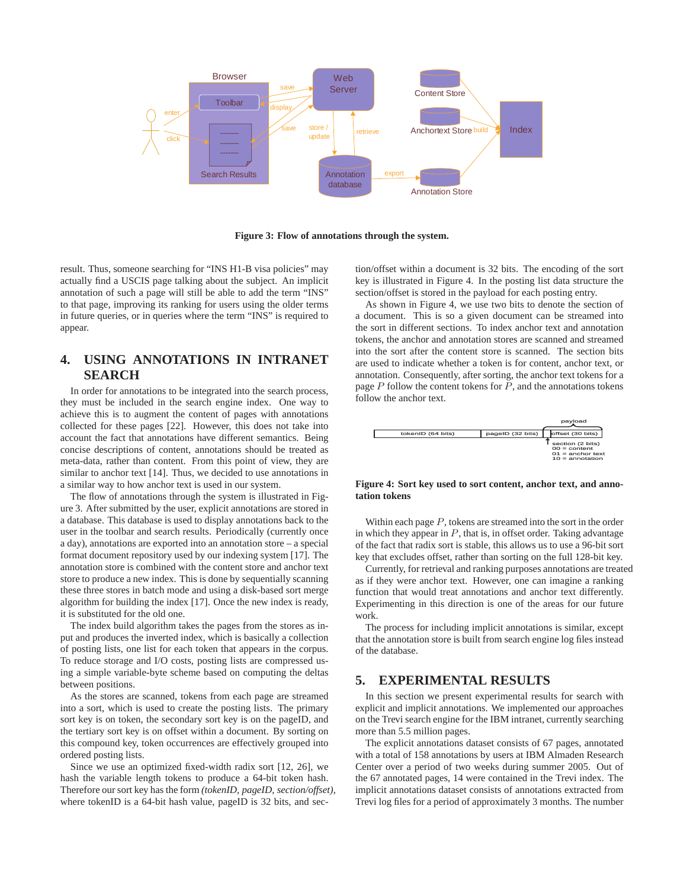**Figure 3: Flow of annotations through the system.**

result. Thus, someone searching for "INS H1-B visa policies" may actually find a USCIS page talking about the subject. An implicit annotation of such a page will still be able to add the term "INS" to that page, improving its ranking for users using the older terms in future queries, or in queries where the term "INS" is required to appear.

## 4. USING ANNOTATIONS IN INTRANET SEARCH

In order for annotations to be integrated into the search process, they must be included in the search engine index. One way to achieve this is to augment the content of pages with annotations collected for these pages [22]. However, this does not take into account the fact that annotations have different semantics. Being concise descriptions of content, annotations should be treated as meta-data, rather than content. From this point of view, they are similar to anchor text [14]. Thus, we decided to use annotations in a similar way to how anchor text is used in our system.

The flow of annotations through the system is illustrated in Figure 3. After submitted by the user, explicit annotations are stored in a database. This database is used to display annotations back to the user in the toolbar and search results. Periodically (currently once a day), annotations are exported into an annotation store – a special format document repository used by our indexing system [17]. The annotation store is combined with the content store and anchor text store to produce a new index. This is done by sequentially scanning these three stores in batch mode and using a disk-based sort merge algorithm for building the index [17]. Once the new index is ready, it is substituted for the old one.

The index build algorithm takes the pages from the stores as input and produces the inverted index, which is basically a collection of posting lists, one list for each token that appears in the corpus. To reduce storage and I/O costs, posting lists are compressed using a simple variable-byte scheme based on computing the deltas between positions.

As the stores are scanned, tokens from each page are streamed into a sort, which is used to create the posting lists. The primary sort key is on token, the secondary sort key is on the pageID, and the tertiary sort key is on offset within a document. By sorting on this compound key, token occurrences are effectively grouped into ordered posting lists.

Since we use an optimized fixed-width radix sort [12, 26], we hash the variable length tokens to produce a 64-bit token hash. Therefore our sort key has the form *(tokenID, pageID, section/offset)*, where tokenID is a 64-bit hash value, pageID is 32 bits, and section/offset within a document is 32 bits. The encoding of the sort key is illustrated in Figure 4. In the posting list data structure the section/offset is stored in the payload for each posting entry.

As shown in Figure 4, we use two bits to denote the section of a document. This is so a given document can be streamed into the sort in different sections. To index anchor text and annotation tokens, the anchor and annotation stores are scanned and streamed into the sort after the content store is scanned. The section bits are used to indicate whether a token is for content, anchor text, or annotation. Consequently, after sorting, the anchor text tokens for a page $P$ follow the content tokens for $P$, and the annotations tokens follow the anchor text.

**Figure 4: Sort key used to sort content, anchor text, and annotation tokens**

Within each page $P$, tokens are streamed into the sort in the order in which they appear in $P$, that is, in offset order. Taking advantage of the fact that radix sort is stable, this allows us to use a 96-bit sort key that excludes offset, rather than sorting on the full 128-bit key.

Currently, for retrieval and ranking purposes annotations are treated as if they were anchor text. However, one can imagine a ranking function that would treat annotations and anchor text differently. Experimenting in this direction is one of the areas for our future work.

The process for including implicit annotations is similar, except that the annotation store is built from search engine log files instead of the database.

## 5. EXPERIMENTAL RESULTS

In this section we present experimental results for search with explicit and implicit annotations. We implemented our approaches on the Trevi search engine for the IBM intranet, currently searching more than 5.5 million pages.

The explicit annotations dataset consists of 67 pages, annotated with a total of 158 annotations by users at IBM Almaden Research Center over a period of two weeks during summer 2005. Out of the 67 annotated pages, 14 were contained in the Trevi index. The implicit annotations dataset consists of annotations extracted from Trevi log files for a period of approximately 3 months. The number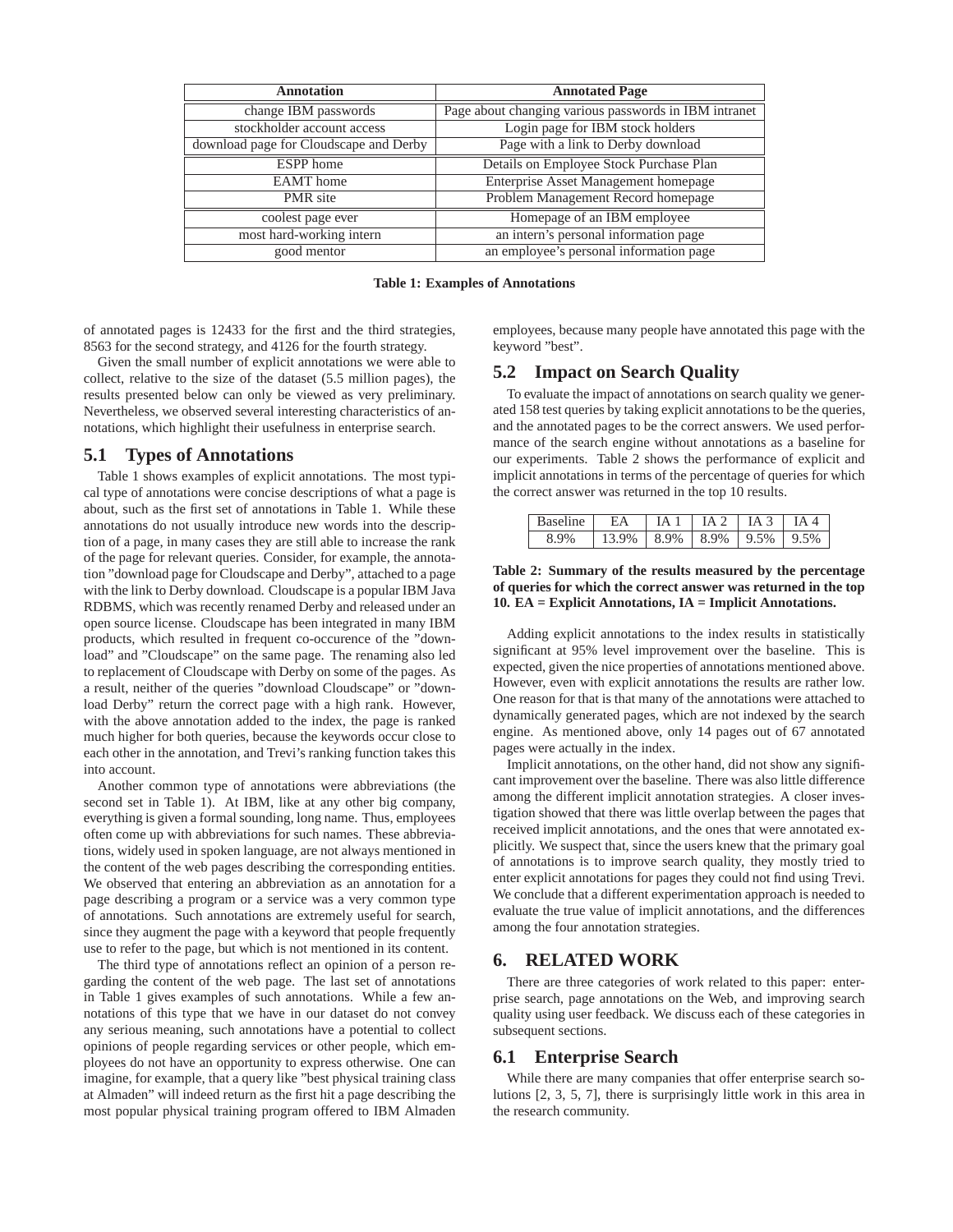| Annotation | Annotated Page |
|---|---|
| change IBM passwords | Page about changing various passwords in IBM intranet |
| stockholder account access | Login page for IBM stock holders |
| download page for Cloudscape and Derby | Page with a link to Derby download |
| ESPP home | Details on Employee Stock Purchase Plan |
| EAMT home | Enterprise Asset Management homepage |
| PMR site | Problem Management Record homepage |
| coolest page ever | Homepage of an IBM employee |
| most hard-working intern | an intern's personal information page |
| good mentor | an employee's personal information page |

**Table 1: Examples of Annotations**

of annotated pages is 12433 for the first and the third strategies, 8563 for the second strategy, and 4126 for the fourth strategy.

Given the small number of explicit annotations we were able to collect, relative to the size of the dataset (5.5 million pages), the results presented below can only be viewed as very preliminary. Nevertheless, we observed several interesting characteristics of annotations, which highlight their usefulness in enterprise search.

## 5.1 Types of Annotations

Table 1 shows examples of explicit annotations. The most typical type of annotations were concise descriptions of what a page is about, such as the first set of annotations in Table 1. While these annotations do not usually introduce new words into the description of a page, in many cases they are still able to increase the rank of the page for relevant queries. Consider, for example, the annotation "download page for Cloudscape and Derby", attached to a page with the link to Derby download. Cloudscape is a popular IBM Java RDBMS, which was recently renamed Derby and released under an open source license. Cloudscape has been integrated in many IBM products, which resulted in frequent co-occurence of the "download" and "Cloudscape" on the same page. The renaming also led to replacement of Cloudscape with Derby on some of the pages. As a result, neither of the queries "download Cloudscape" or "download Derby" return the correct page with a high rank. However, with the above annotation added to the index, the page is ranked much higher for both queries, because the keywords occur close to each other in the annotation, and Trevi's ranking function takes this into account.

Another common type of annotations were abbreviations (the second set in Table 1). At IBM, like at any other big company, everything is given a formal sounding, long name. Thus, employees often come up with abbreviations for such names. These abbreviations, widely used in spoken language, are not always mentioned in the content of the web pages describing the corresponding entities. We observed that entering an abbreviation as an annotation for a page describing a program or a service was a very common type of annotations. Such annotations are extremely useful for search, since they augment the page with a keyword that people frequently use to refer to the page, but which is not mentioned in its content.

The third type of annotations reflect an opinion of a person regarding the content of the web page. The last set of annotations in Table 1 gives examples of such annotations. While a few annotations of this type that we have in our dataset do not convey any serious meaning, such annotations have a potential to collect opinions of people regarding services or other people, which employees do not have an opportunity to express otherwise. One can imagine, for example, that a query like "best physical training class at Almaden" will indeed return as the first hit a page describing the most popular physical training program offered to IBM Almaden employees, because many people have annotated this page with the keyword "best".

## 5.2 Impact on Search Quality

To evaluate the impact of annotations on search quality we generated 158 test queries by taking explicit annotations to be the queries, and the annotated pages to be the correct answers. We used performance of the search engine without annotations as a baseline for our experiments. Table 2 shows the performance of explicit and implicit annotations in terms of the percentage of queries for which the correct answer was returned in the top 10 results.

| Baseline | EA | IA 1 | IA 2 | IA 3 | IA 4 |
|---|---|---|---|---|---|
| 8.9% | 13.9% | 8.9% | 8.9% | 9.5% | 9.5% |

**Table 2: Summary of the results measured by the percentage of queries for which the correct answer was returned in the top 10. EA = Explicit Annotations, IA = Implicit Annotations.**

Adding explicit annotations to the index results in statistically significant at 95% level improvement over the baseline. This is expected, given the nice properties of annotations mentioned above. However, even with explicit annotations the results are rather low. One reason for that is that many of the annotations were attached to dynamically generated pages, which are not indexed by the search engine. As mentioned above, only 14 pages out of 67 annotated pages were actually in the index.

Implicit annotations, on the other hand, did not show any significant improvement over the baseline. There was also little difference among the different implicit annotation strategies. A closer investigation showed that there was little overlap between the pages that received implicit annotations, and the ones that were annotated explicitly. We suspect that, since the users knew that the primary goal of annotations is to improve search quality, they mostly tried to enter explicit annotations for pages they could not find using Trevi. We conclude that a different experimentation approach is needed to evaluate the true value of implicit annotations, and the differences among the four annotation strategies.

# 6. RELATED WORK

There are three categories of work related to this paper: enterprise search, page annotations on the Web, and improving search quality using user feedback. We discuss each of these categories in subsequent sections.

## 6.1 Enterprise Search

While there are many companies that offer enterprise search solutions [2, 3, 5, 7], there is surprisingly little work in this area in the research community.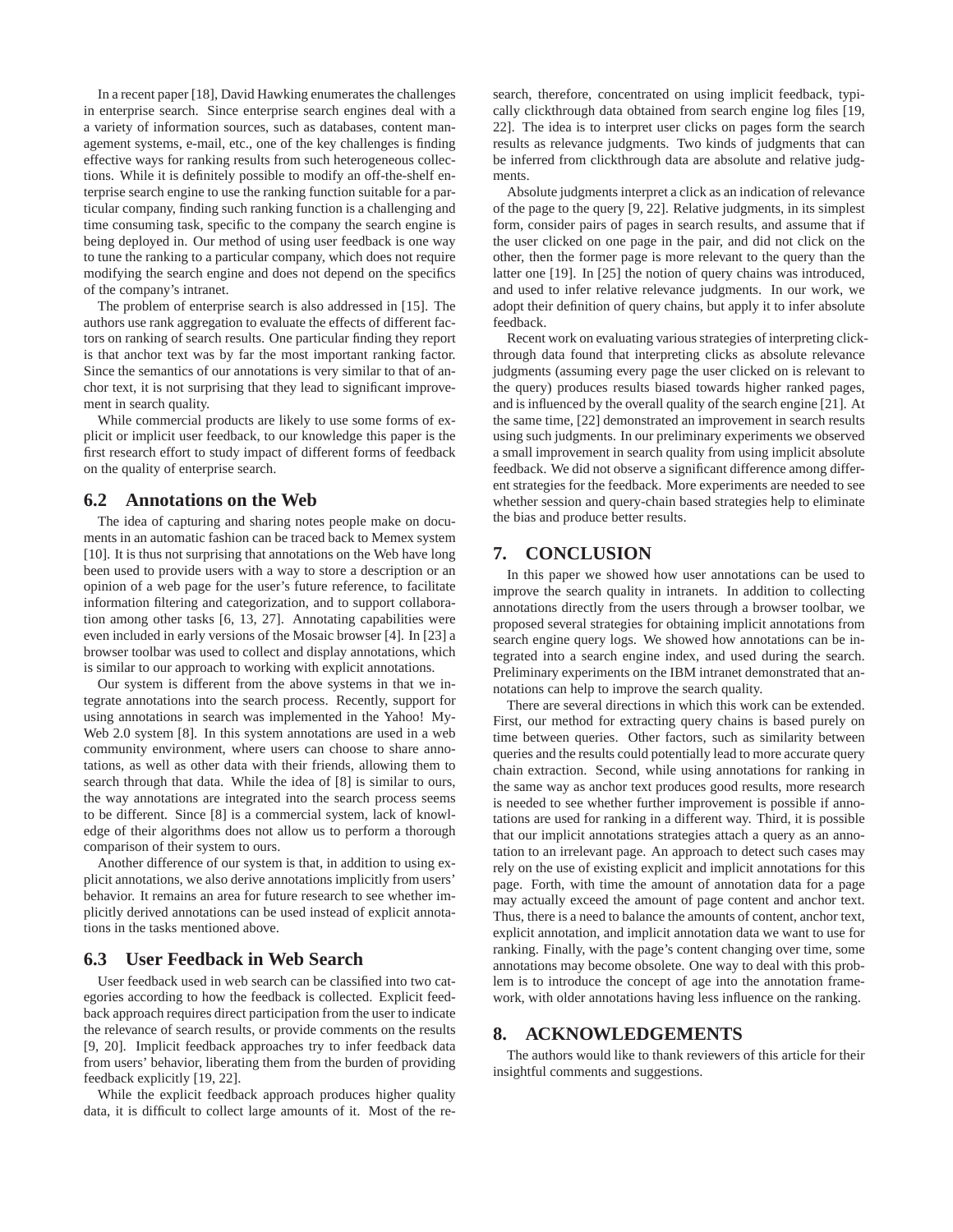In a recent paper [18], David Hawking enumerates the challenges in enterprise search. Since enterprise search engines deal with a a variety of information sources, such as databases, content management systems, e-mail, etc., one of the key challenges is finding effective ways for ranking results from such heterogeneous collections. While it is definitely possible to modify an off-the-shelf enterprise search engine to use the ranking function suitable for a particular company, finding such ranking function is a challenging and time consuming task, specific to the company the search engine is being deployed in. Our method of using user feedback is one way to tune the ranking to a particular company, which does not require modifying the search engine and does not depend on the specifics of the company's intranet.

The problem of enterprise search is also addressed in [15]. The authors use rank aggregation to evaluate the effects of different factors on ranking of search results. One particular finding they report is that anchor text was by far the most important ranking factor. Since the semantics of our annotations is very similar to that of anchor text, it is not surprising that they lead to significant improvement in search quality.

While commercial products are likely to use some forms of explicit or implicit user feedback, to our knowledge this paper is the first research effort to study impact of different forms of feedback on the quality of enterprise search.

## 6.2 Annotations on the Web

The idea of capturing and sharing notes people make on documents in an automatic fashion can be traced back to Memex system [10]. It is thus not surprising that annotations on the Web have long been used to provide users with a way to store a description or an opinion of a web page for the user's future reference, to facilitate information filtering and categorization, and to support collaboration among other tasks [6, 13, 27]. Annotating capabilities were even included in early versions of the Mosaic browser [4]. In [23] a browser toolbar was used to collect and display annotations, which is similar to our approach to working with explicit annotations.

Our system is different from the above systems in that we integrate annotations into the search process. Recently, support for using annotations in search was implemented in the Yahoo! My-Web 2.0 system [8]. In this system annotations are used in a web community environment, where users can choose to share annotations, as well as other data with their friends, allowing them to search through that data. While the idea of [8] is similar to ours, the way annotations are integrated into the search process seems to be different. Since [8] is a commercial system, lack of knowledge of their algorithms does not allow us to perform a thorough comparison of their system to ours.

Another difference of our system is that, in addition to using explicit annotations, we also derive annotations implicitly from users' behavior. It remains an area for future research to see whether implicitly derived annotations can be used instead of explicit annotations in the tasks mentioned above.

## 6.3 User Feedback in Web Search

User feedback used in web search can be classified into two categories according to how the feedback is collected. Explicit feedback approach requires direct participation from the user to indicate the relevance of search results, or provide comments on the results [9, 20]. Implicit feedback approaches try to infer feedback data from users' behavior, liberating them from the burden of providing feedback explicitly [19, 22].

While the explicit feedback approach produces higher quality data, it is difficult to collect large amounts of it. Most of the research, therefore, concentrated on using implicit feedback, typically clickthrough data obtained from search engine log files [19, 22]. The idea is to interpret user clicks on pages form the search results as relevance judgments. Two kinds of judgments that can be inferred from clickthrough data are absolute and relative judgments.

Absolute judgments interpret a click as an indication of relevance of the page to the query [9, 22]. Relative judgments, in its simplest form, consider pairs of pages in search results, and assume that if the user clicked on one page in the pair, and did not click on the other, then the former page is more relevant to the query than the latter one [19]. In [25] the notion of query chains was introduced, and used to infer relative relevance judgments. In our work, we adopt their definition of query chains, but apply it to infer absolute feedback.

Recent work on evaluating various strategies of interpreting clickthrough data found that interpreting clicks as absolute relevance judgments (assuming every page the user clicked on is relevant to the query) produces results biased towards higher ranked pages, and is influenced by the overall quality of the search engine [21]. At the same time, [22] demonstrated an improvement in search results using such judgments. In our preliminary experiments we observed a small improvement in search quality from using implicit absolute feedback. We did not observe a significant difference among different strategies for the feedback. More experiments are needed to see whether session and query-chain based strategies help to eliminate the bias and produce better results.

# 7. CONCLUSION

In this paper we showed how user annotations can be used to improve the search quality in intranets. In addition to collecting annotations directly from the users through a browser toolbar, we proposed several strategies for obtaining implicit annotations from search engine query logs. We showed how annotations can be integrated into a search engine index, and used during the search. Preliminary experiments on the IBM intranet demonstrated that annotations can help to improve the search quality.

There are several directions in which this work can be extended. First, our method for extracting query chains is based purely on time between queries. Other factors, such as similarity between queries and the results could potentially lead to more accurate query chain extraction. Second, while using annotations for ranking in the same way as anchor text produces good results, more research is needed to see whether further improvement is possible if annotations are used for ranking in a different way. Third, it is possible that our implicit annotations strategies attach a query as an annotation to an irrelevant page. An approach to detect such cases may rely on the use of existing explicit and implicit annotations for this page. Forth, with time the amount of annotation data for a page may actually exceed the amount of page content and anchor text. Thus, there is a need to balance the amounts of content, anchor text, explicit annotation, and implicit annotation data we want to use for ranking. Finally, with the page's content changing over time, some annotations may become obsolete. One way to deal with this problem is to introduce the concept of age into the annotation framework, with older annotations having less influence on the ranking.

# 8. ACKNOWLEDGEMENTS

The authors would like to thank reviewers of this article for their insightful comments and suggestions.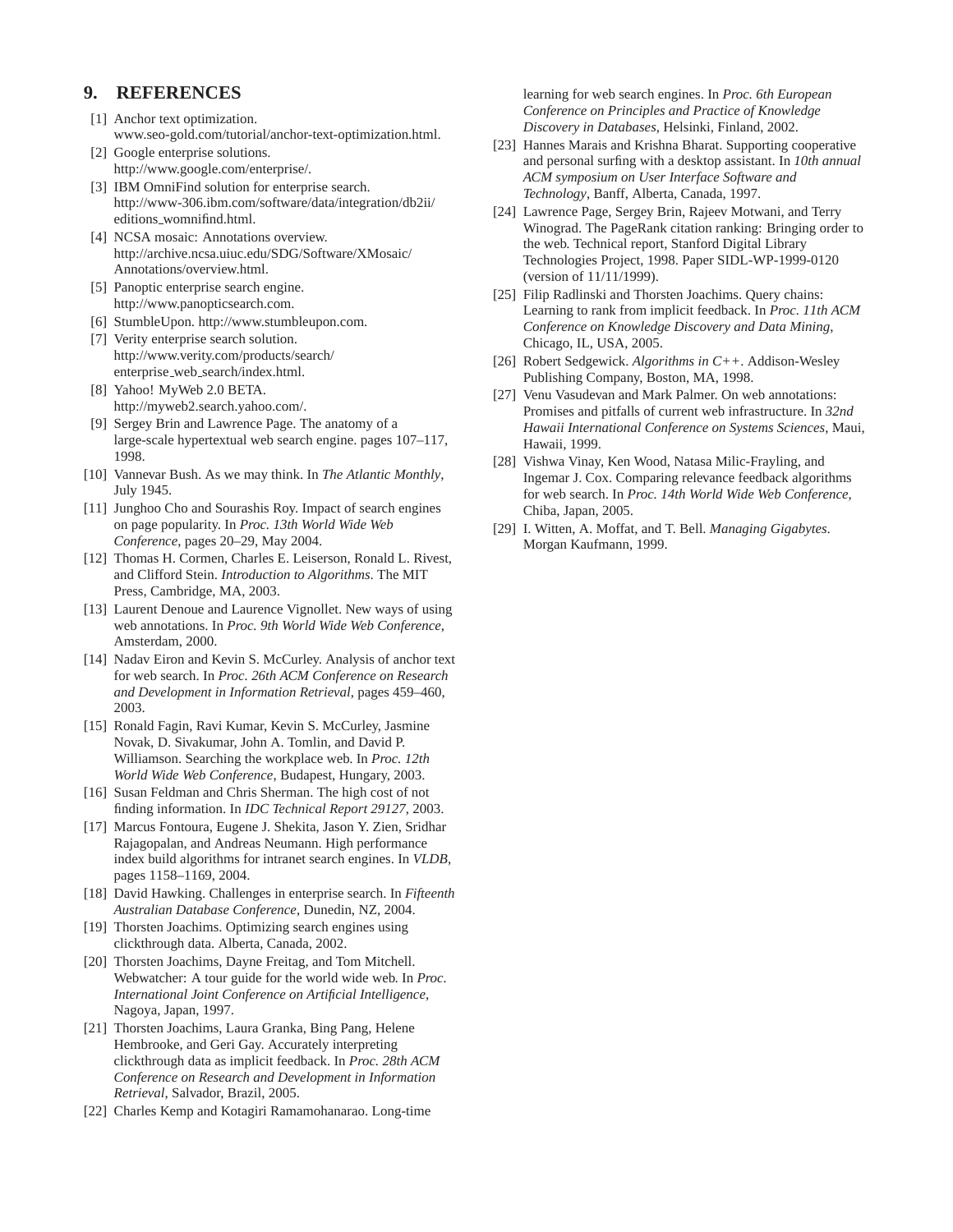## 9. REFERENCES

[1] Anchor text optimization. www.seo-gold.com/tutorial/anchor-text-optimization.html.

[2] Google enterprise solutions. http://www.google.com/enterprise/.

[3] IBM OmniFind solution for enterprise search. http://www-306.ibm.com/software/data/integration/db2ii/editions_womnifind.html.

[4] NCSA mosaic: Annotations overview. http://archive.ncsa.uiuc.edu/SDG/Software/XMosaic/Annotations/overview.html.

[5] Panoptic enterprise search engine. http://www.panopticsearch.com.

[6] StumbleUpon. http://www.stumbleupon.com.

[7] Verity enterprise search solution. http://www.verity.com/products/search/enterprise_web_search/index.html.

[8] Yahoo! MyWeb 2.0 BETA. http://myweb2.search.yahoo.com/.

[9] Sergey Brin and Lawrence Page. The anatomy of a large-scale hypertextual web search engine. pages 107–117, 1998.

[10] Vannevar Bush. As we may think. In *The Atlantic Monthly*, July 1945.

[11] Junghoo Cho and Sourashis Roy. Impact of search engines on page popularity. In *Proc. 13th World Wide Web Conference*, pages 20–29, May 2004.

[12] Thomas H. Cormen, Charles E. Leiserson, Ronald L. Rivest, and Clifford Stein. *Introduction to Algorithms*. The MIT Press, Cambridge, MA, 2003.

[13] Laurent Denoue and Laurence Vignollet. New ways of using web annotations. In *Proc. 9th World Wide Web Conference*, Amsterdam, 2000.

[14] Nadav Eiron and Kevin S. McCurley. Analysis of anchor text for web search. In *Proc. 26th ACM Conference on Research and Development in Information Retrieval*, pages 459–460, 2003.

[15] Ronald Fagin, Ravi Kumar, Kevin S. McCurley, Jasmine Novak, D. Sivakumar, John A. Tomlin, and David P. Williamson. Searching the workplace web. In *Proc. 12th World Wide Web Conference*, Budapest, Hungary, 2003.

[16] Susan Feldman and Chris Sherman. The high cost of not finding information. In *IDC Technical Report 29127*, 2003.

[17] Marcus Fontoura, Eugene J. Shekita, Jason Y. Zien, Sridhar Rajagopalan, and Andreas Neumann. High performance index build algorithms for intranet search engines. In *VLDB*, pages 1158–1169, 2004.

[18] David Hawking. Challenges in enterprise search. In *Fifteenth Australian Database Conference*, Dunedin, NZ, 2004.

[19] Thorsten Joachims. Optimizing search engines using clickthrough data. Alberta, Canada, 2002.

[20] Thorsten Joachims, Dayne Freitag, and Tom Mitchell. Webwatcher: A tour guide for the world wide web. In *Proc. International Joint Conference on Artificial Intelligence*, Nagoya, Japan, 1997.

[21] Thorsten Joachims, Laura Granka, Bing Pang, Helene Hembrooke, and Geri Gay. Accurately interpreting clickthrough data as implicit feedback. In *Proc. 28th ACM Conference on Research and Development in Information Retrieval*, Salvador, Brazil, 2005.

[22] Charles Kemp and Kotagiri Ramamohanarao. Long-time learning for web search engines. In *Proc. 6th European Conference on Principles and Practice of Knowledge Discovery in Databases*, Helsinki, Finland, 2002.

[23] Hannes Marais and Krishna Bharat. Supporting cooperative and personal surfing with a desktop assistant. In *10th annual ACM symposium on User Interface Software and Technology*, Banff, Alberta, Canada, 1997.

[24] Lawrence Page, Sergey Brin, Rajeev Motwani, and Terry Winograd. The PageRank citation ranking: Bringing order to the web. Technical report, Stanford Digital Library Technologies Project, 1998. Paper SIDL-WP-1999-0120 (version of 11/11/1999).

[25] Filip Radlinski and Thorsten Joachims. Query chains: Learning to rank from implicit feedback. In *Proc. 11th ACM Conference on Knowledge Discovery and Data Mining*, Chicago, IL, USA, 2005.

[26] Robert Sedgewick. *Algorithms in C++*. Addison-Wesley Publishing Company, Boston, MA, 1998.

[27] Venu Vasudevan and Mark Palmer. On web annotations: Promises and pitfalls of current web infrastructure. In *32nd Hawaii International Conference on Systems Sciences*, Maui, Hawaii, 1999.

[28] Vishwa Vinay, Ken Wood, Natasa Milic-Frayling, and Ingemar J. Cox. Comparing relevance feedback algorithms for web search. In *Proc. 14th World Wide Web Conference*, Chiba, Japan, 2005.

[29] I. Witten, A. Moffat, and T. Bell. *Managing Gigabytes*. Morgan Kaufmann, 1999.